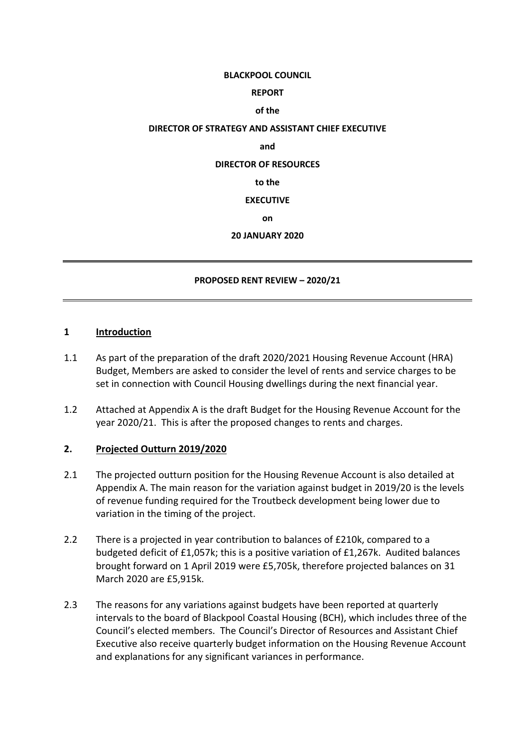**BLACKPOOL COUNCIL**

**REPORT**

**of the**

**DIRECTOR OF STRATEGY AND ASSISTANT CHIEF EXECUTIVE**

**and**

**DIRECTOR OF RESOURCES**

**to the**

**EXECUTIVE**

**on**

**20 JANUARY 2020**

---

**PROPOSED RENT REVIEW – 2020/21**

---

## 1 Introduction

1.1 As part of the preparation of the draft 2020/2021 Housing Revenue Account (HRA) Budget, Members are asked to consider the level of rents and service charges to be set in connection with Council Housing dwellings during the next financial year.

1.2 Attached at Appendix A is the draft Budget for the Housing Revenue Account for the year 2020/21. This is after the proposed changes to rents and charges.

## 2. Projected Outturn 2019/2020

2.1 The projected outturn position for the Housing Revenue Account is also detailed at Appendix A. The main reason for the variation against budget in 2019/20 is the levels of revenue funding required for the Troutbeck development being lower due to variation in the timing of the project.

2.2 There is a projected in year contribution to balances of £210k, compared to a budgeted deficit of £1,057k; this is a positive variation of £1,267k. Audited balances brought forward on 1 April 2019 were £5,705k, therefore projected balances on 31 March 2020 are £5,915k.

2.3 The reasons for any variations against budgets have been reported at quarterly intervals to the board of Blackpool Coastal Housing (BCH), which includes three of the Council's elected members. The Council's Director of Resources and Assistant Chief Executive also receive quarterly budget information on the Housing Revenue Account and explanations for any significant variances in performance.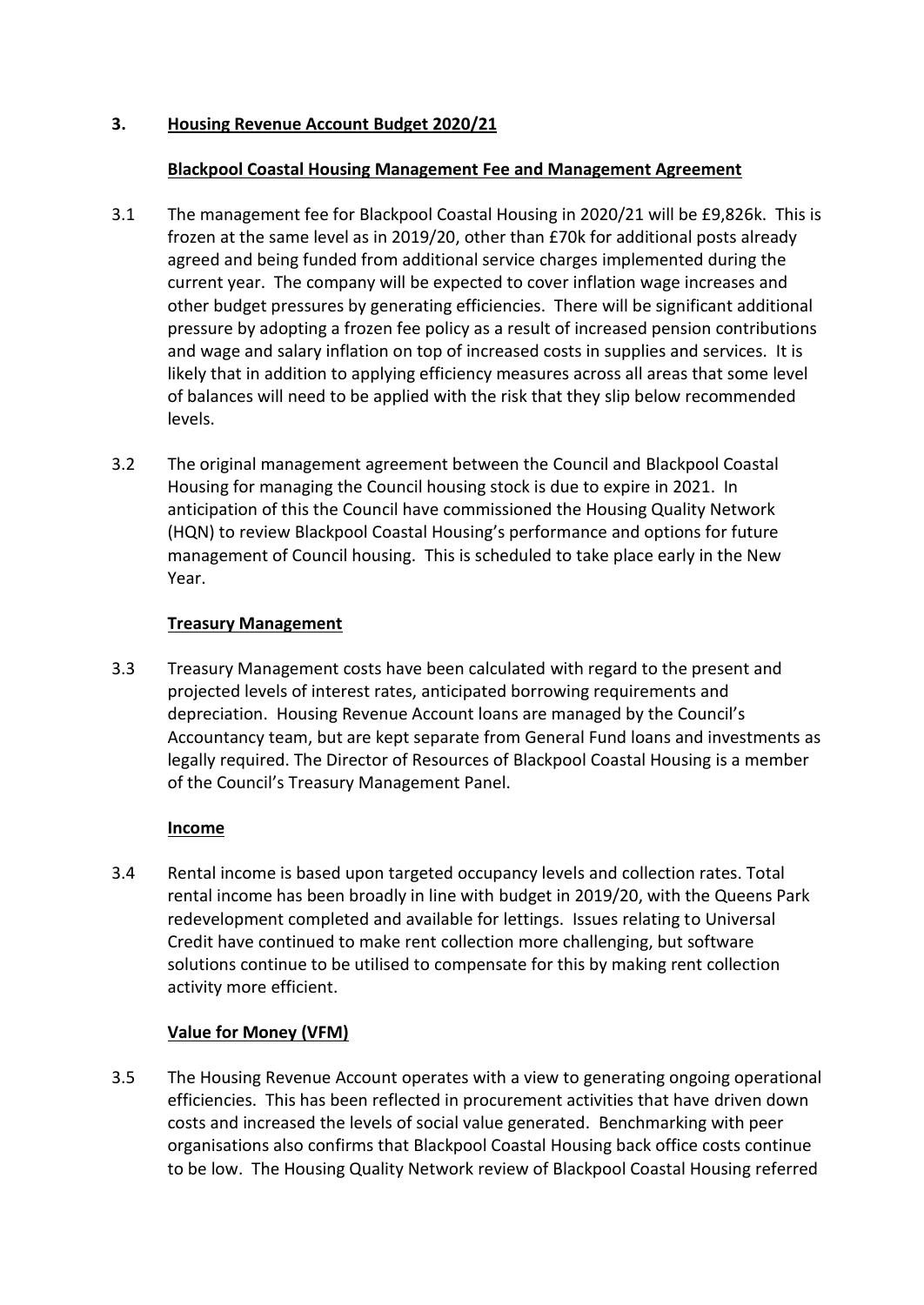## 3. Housing Revenue Account Budget 2020/21

### Blackpool Coastal Housing Management Fee and Management Agreement

3.1 The management fee for Blackpool Coastal Housing in 2020/21 will be £9,826k. This is frozen at the same level as in 2019/20, other than £70k for additional posts already agreed and being funded from additional service charges implemented during the current year. The company will be expected to cover inflation wage increases and other budget pressures by generating efficiencies. There will be significant additional pressure by adopting a frozen fee policy as a result of increased pension contributions and wage and salary inflation on top of increased costs in supplies and services. It is likely that in addition to applying efficiency measures across all areas that some level of balances will need to be applied with the risk that they slip below recommended levels.

3.2 The original management agreement between the Council and Blackpool Coastal Housing for managing the Council housing stock is due to expire in 2021. In anticipation of this the Council have commissioned the Housing Quality Network (HQN) to review Blackpool Coastal Housing's performance and options for future management of Council housing. This is scheduled to take place early in the New Year.

### Treasury Management

3.3 Treasury Management costs have been calculated with regard to the present and projected levels of interest rates, anticipated borrowing requirements and depreciation. Housing Revenue Account loans are managed by the Council's Accountancy team, but are kept separate from General Fund loans and investments as legally required. The Director of Resources of Blackpool Coastal Housing is a member of the Council's Treasury Management Panel.

### Income

3.4 Rental income is based upon targeted occupancy levels and collection rates. Total rental income has been broadly in line with budget in 2019/20, with the Queens Park redevelopment completed and available for lettings. Issues relating to Universal Credit have continued to make rent collection more challenging, but software solutions continue to be utilised to compensate for this by making rent collection activity more efficient.

### Value for Money (VFM)

3.5 The Housing Revenue Account operates with a view to generating ongoing operational efficiencies. This has been reflected in procurement activities that have driven down costs and increased the levels of social value generated. Benchmarking with peer organisations also confirms that Blackpool Coastal Housing back office costs continue to be low. The Housing Quality Network review of Blackpool Coastal Housing referred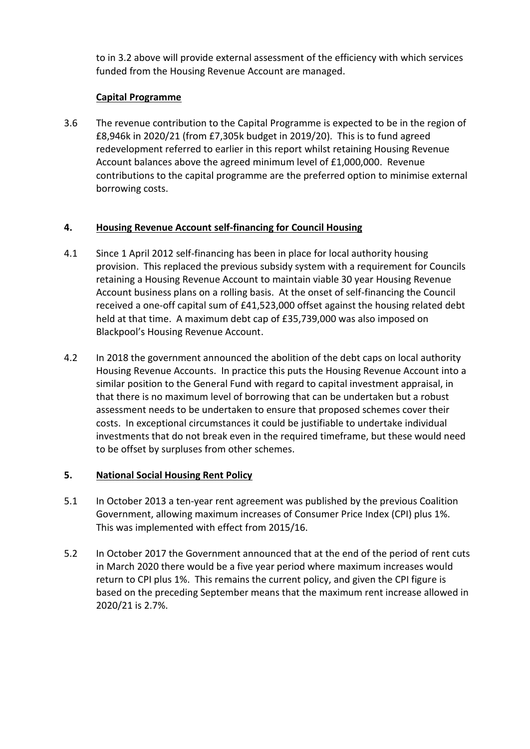to in 3.2 above will provide external assessment of the efficiency with which services funded from the Housing Revenue Account are managed.

**Capital Programme**

3.6 The revenue contribution to the Capital Programme is expected to be in the region of £8,946k in 2020/21 (from £7,305k budget in 2019/20). This is to fund agreed redevelopment referred to earlier in this report whilst retaining Housing Revenue Account balances above the agreed minimum level of £1,000,000. Revenue contributions to the capital programme are the preferred option to minimise external borrowing costs.

## 4. Housing Revenue Account self-financing for Council Housing

4.1 Since 1 April 2012 self-financing has been in place for local authority housing provision. This replaced the previous subsidy system with a requirement for Councils retaining a Housing Revenue Account to maintain viable 30 year Housing Revenue Account business plans on a rolling basis. At the onset of self-financing the Council received a one-off capital sum of £41,523,000 offset against the housing related debt held at that time. A maximum debt cap of £35,739,000 was also imposed on Blackpool's Housing Revenue Account.

4.2 In 2018 the government announced the abolition of the debt caps on local authority Housing Revenue Accounts. In practice this puts the Housing Revenue Account into a similar position to the General Fund with regard to capital investment appraisal, in that there is no maximum level of borrowing that can be undertaken but a robust assessment needs to be undertaken to ensure that proposed schemes cover their costs. In exceptional circumstances it could be justifiable to undertake individual investments that do not break even in the required timeframe, but these would need to be offset by surpluses from other schemes.

## 5. National Social Housing Rent Policy

5.1 In October 2013 a ten-year rent agreement was published by the previous Coalition Government, allowing maximum increases of Consumer Price Index (CPI) plus 1%. This was implemented with effect from 2015/16.

5.2 In October 2017 the Government announced that at the end of the period of rent cuts in March 2020 there would be a five year period where maximum increases would return to CPI plus 1%. This remains the current policy, and given the CPI figure is based on the preceding September means that the maximum rent increase allowed in 2020/21 is 2.7%.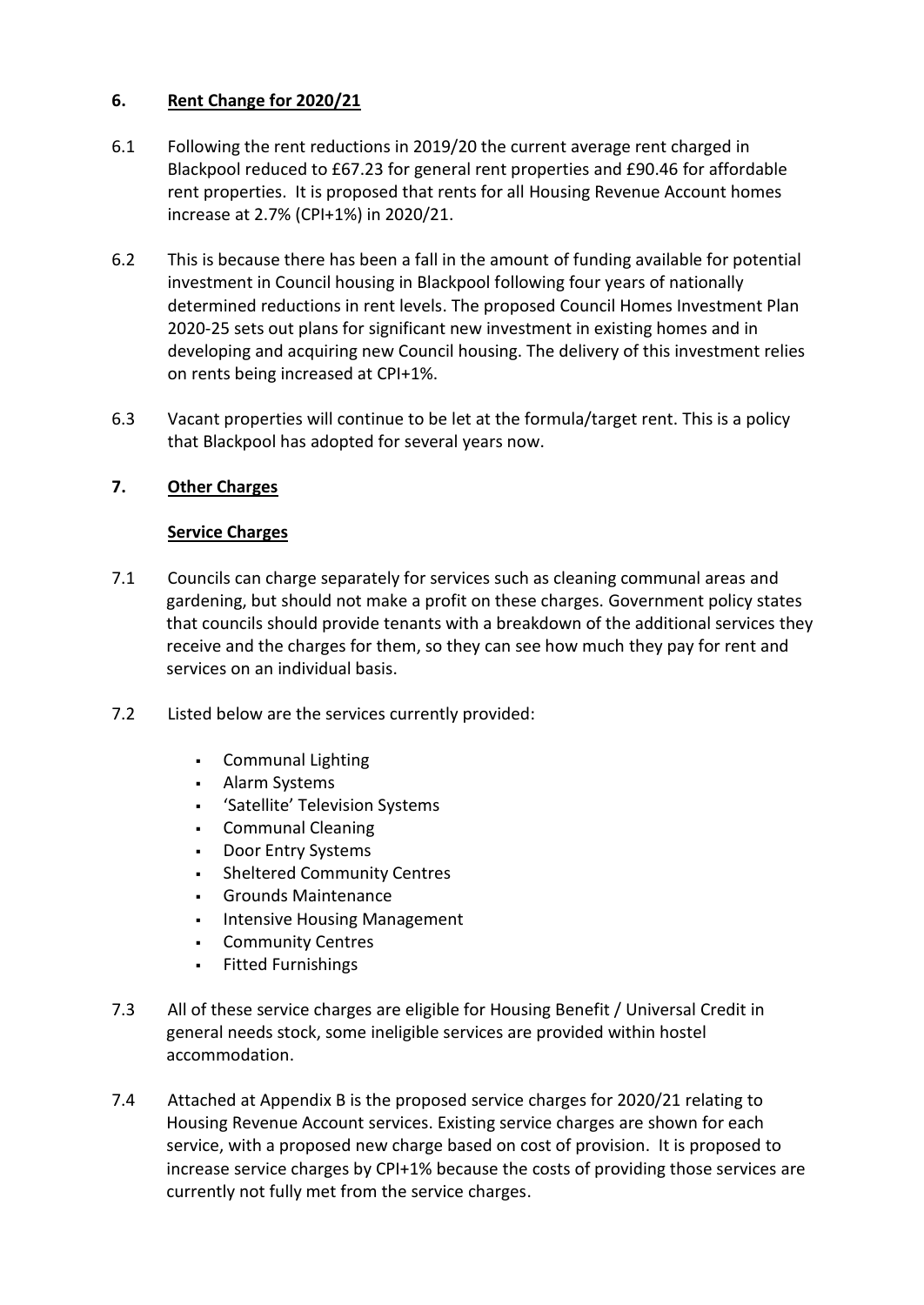## 6. Rent Change for 2020/21

6.1 Following the rent reductions in 2019/20 the current average rent charged in Blackpool reduced to £67.23 for general rent properties and £90.46 for affordable rent properties. It is proposed that rents for all Housing Revenue Account homes increase at 2.7% (CPI+1%) in 2020/21.

6.2 This is because there has been a fall in the amount of funding available for potential investment in Council housing in Blackpool following four years of nationally determined reductions in rent levels. The proposed Council Homes Investment Plan 2020-25 sets out plans for significant new investment in existing homes and in developing and acquiring new Council housing. The delivery of this investment relies on rents being increased at CPI+1%.

6.3 Vacant properties will continue to be let at the formula/target rent. This is a policy that Blackpool has adopted for several years now.

## 7. Other Charges

### Service Charges

7.1 Councils can charge separately for services such as cleaning communal areas and gardening, but should not make a profit on these charges. Government policy states that councils should provide tenants with a breakdown of the additional services they receive and the charges for them, so they can see how much they pay for rent and services on an individual basis.

7.2 Listed below are the services currently provided:

- Communal Lighting
- Alarm Systems
- 'Satellite' Television Systems
- Communal Cleaning
- Door Entry Systems
- Sheltered Community Centres
- Grounds Maintenance
- Intensive Housing Management
- Community Centres
- Fitted Furnishings

7.3 All of these service charges are eligible for Housing Benefit / Universal Credit in general needs stock, some ineligible services are provided within hostel accommodation.

7.4 Attached at Appendix B is the proposed service charges for 2020/21 relating to Housing Revenue Account services. Existing service charges are shown for each service, with a proposed new charge based on cost of provision. It is proposed to increase service charges by CPI+1% because the costs of providing those services are currently not fully met from the service charges.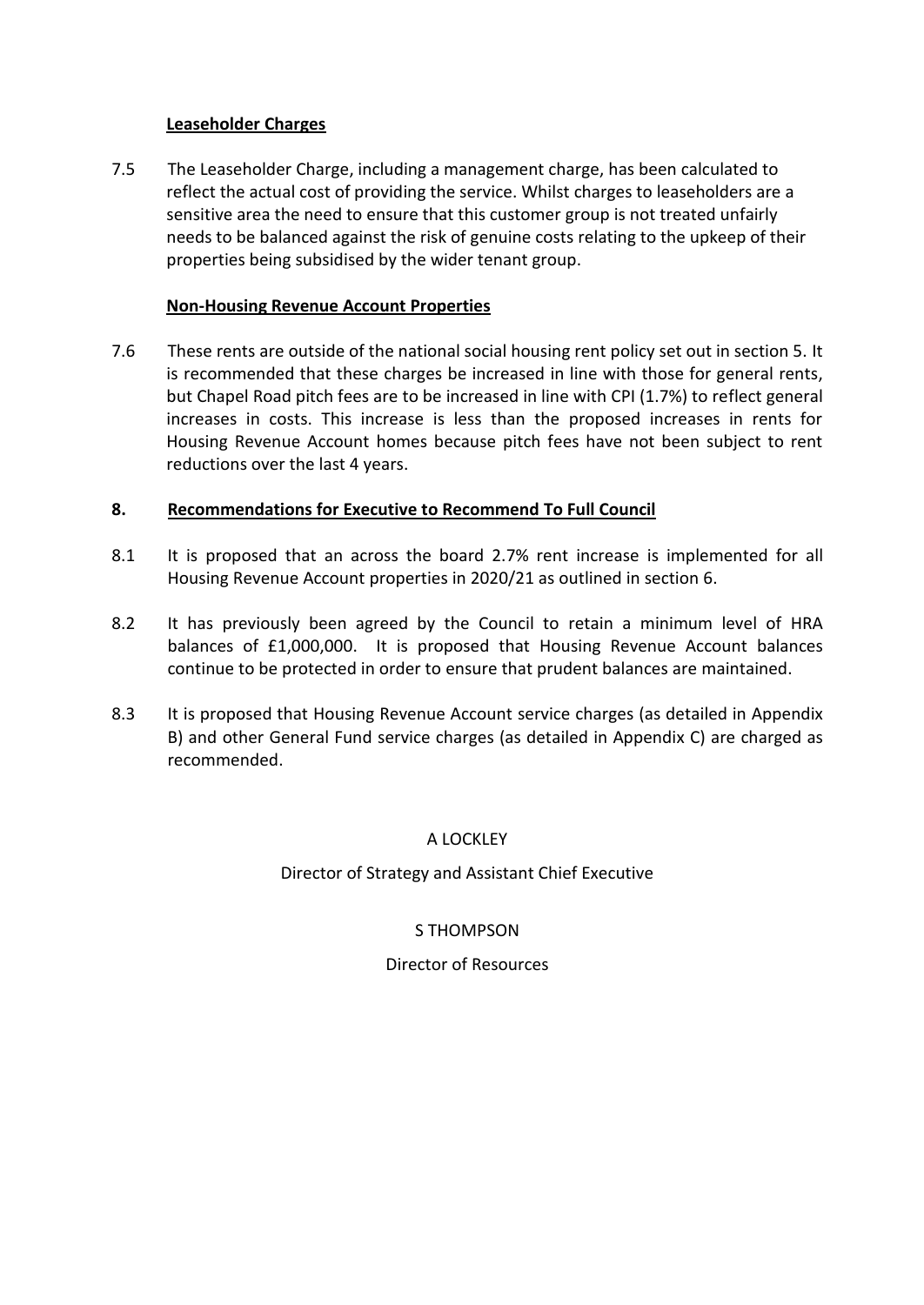**Leaseholder Charges**

7.5 The Leaseholder Charge, including a management charge, has been calculated to reflect the actual cost of providing the service. Whilst charges to leaseholders are a sensitive area the need to ensure that this customer group is not treated unfairly needs to be balanced against the risk of genuine costs relating to the upkeep of their properties being subsidised by the wider tenant group.

**Non-Housing Revenue Account Properties**

7.6 These rents are outside of the national social housing rent policy set out in section 5. It is recommended that these charges be increased in line with those for general rents, but Chapel Road pitch fees are to be increased in line with CPI (1.7%) to reflect general increases in costs. This increase is less than the proposed increases in rents for Housing Revenue Account homes because pitch fees have not been subject to rent reductions over the last 4 years.

## 8. Recommendations for Executive to Recommend To Full Council

8.1 It is proposed that an across the board 2.7% rent increase is implemented for all Housing Revenue Account properties in 2020/21 as outlined in section 6.

8.2 It has previously been agreed by the Council to retain a minimum level of HRA balances of £1,000,000. It is proposed that Housing Revenue Account balances continue to be protected in order to ensure that prudent balances are maintained.

8.3 It is proposed that Housing Revenue Account service charges (as detailed in Appendix B) and other General Fund service charges (as detailed in Appendix C) are charged as recommended.

A LOCKLEY

Director of Strategy and Assistant Chief Executive

S THOMPSON

Director of Resources